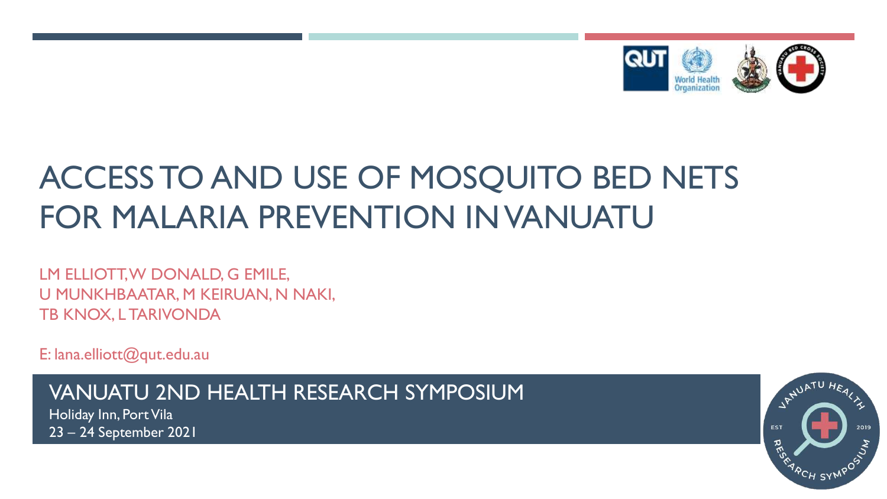# ACCESS TO AND USE OF MOSQUITO BED NETS FOR MALARIA PREVENTION IN VANUATU

LM ELLIOTT, W DONALD, G EMILE,
U MUNKHBAATAR, M KEIRUAN, N NAKI,
TB KNOX, L TARIVONDA

E: lana.elliott@qut.edu.au

## VANUATU 2ND HEALTH RESEARCH SYMPOSIUM

Holiday Inn, Port Vila
23 – 24 September 2021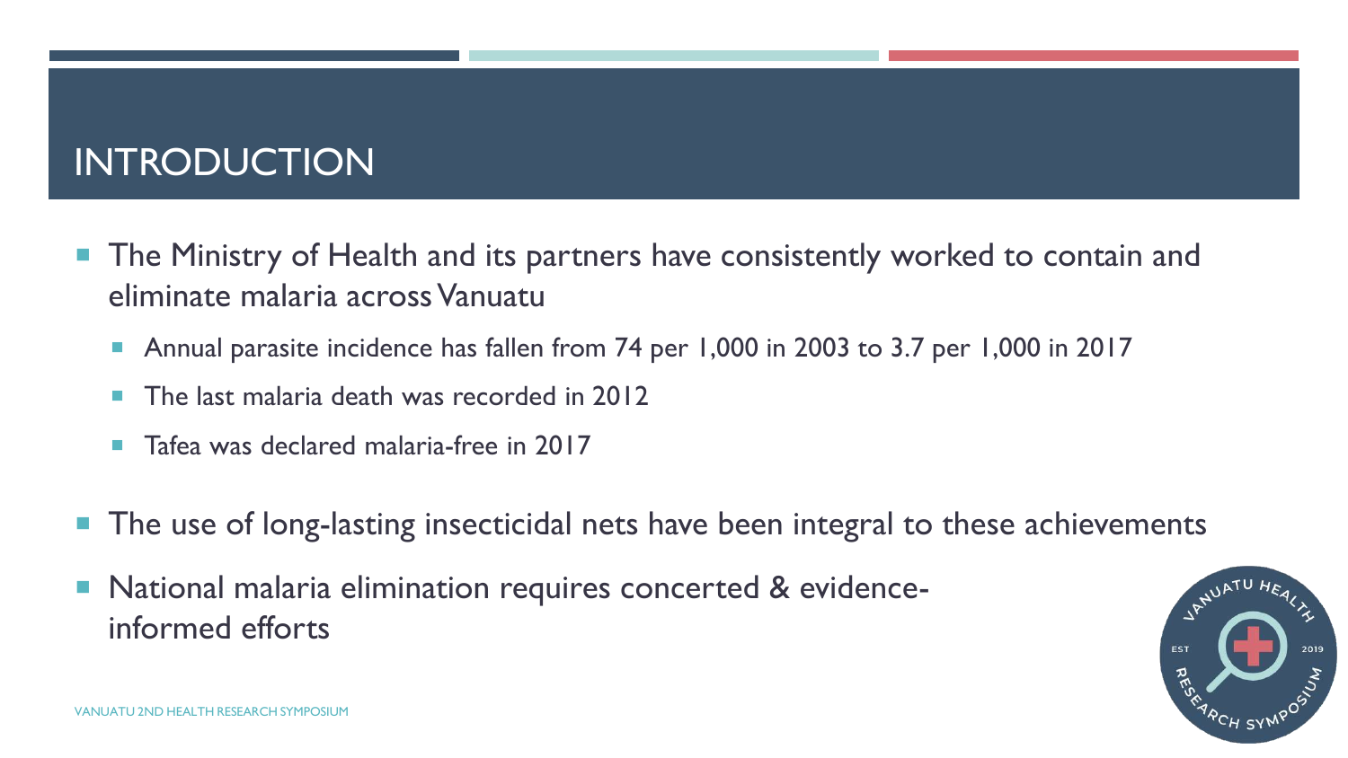# INTRODUCTION

- The Ministry of Health and its partners have consistently worked to contain and eliminate malaria across Vanuatu
  - Annual parasite incidence has fallen from 74 per 1,000 in 2003 to 3.7 per 1,000 in 2017
  - The last malaria death was recorded in 2012
  - Tafea was declared malaria-free in 2017
- The use of long-lasting insecticidal nets have been integral to these achievements
- National malaria elimination requires concerted & evidence-informed efforts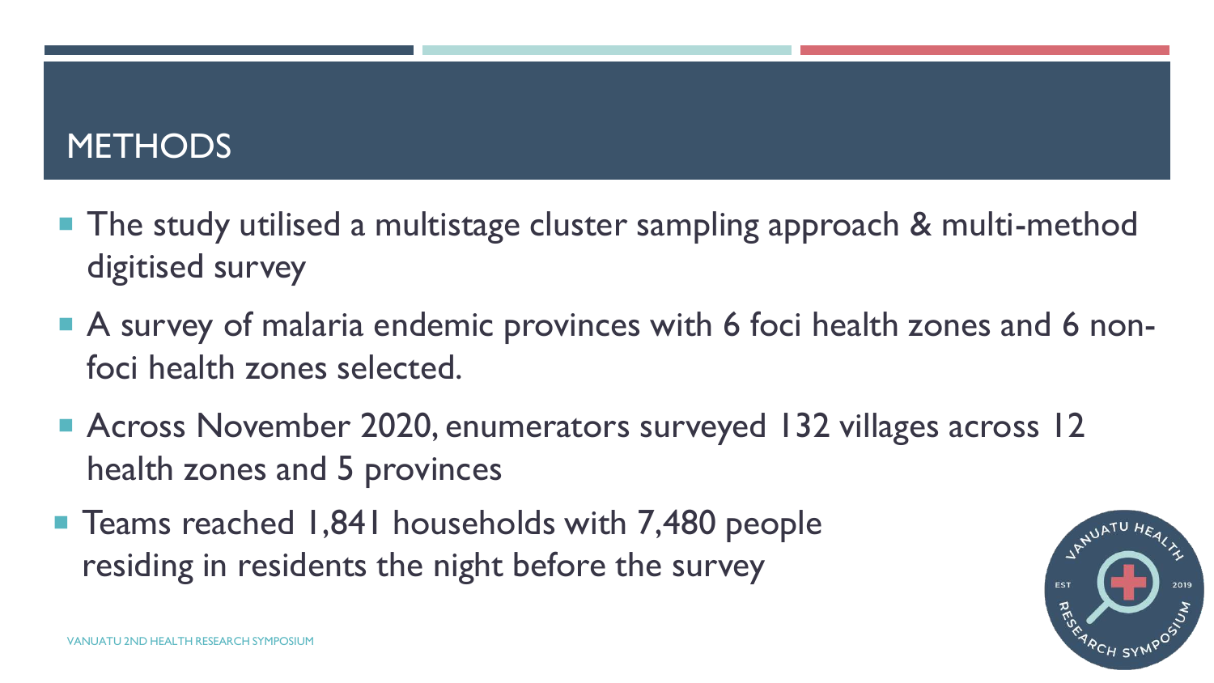# METHODS

- The study utilised a multistage cluster sampling approach & multi-method digitised survey
- A survey of malaria endemic provinces with 6 foci health zones and 6 non-foci health zones selected.
- Across November 2020, enumerators surveyed 132 villages across 12 health zones and 5 provinces
- Teams reached 1,841 households with 7,480 people residing in residents the night before the survey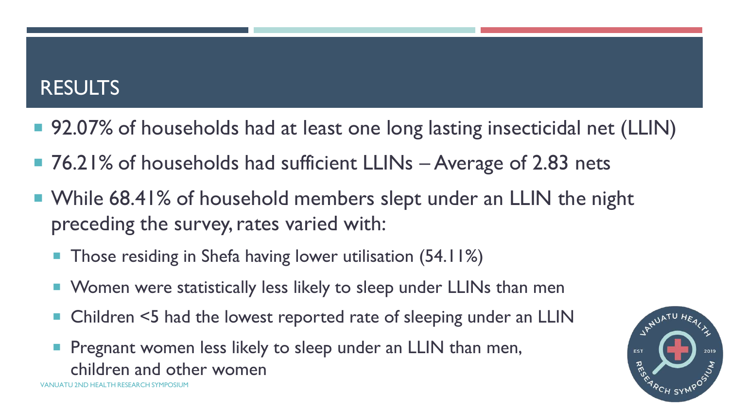## RESULTS

- 92.07% of households had at least one long lasting insecticidal net (LLIN)
- 76.21% of households had sufficient LLINs – Average of 2.83 nets
- While 68.41% of household members slept under an LLIN the night preceding the survey, rates varied with:
  - Those residing in Shefa having lower utilisation (54.11%)
  - Women were statistically less likely to sleep under LLINs than men
  - Children <5 had the lowest reported rate of sleeping under an LLIN
  - Pregnant women less likely to sleep under an LLIN than men, children and other women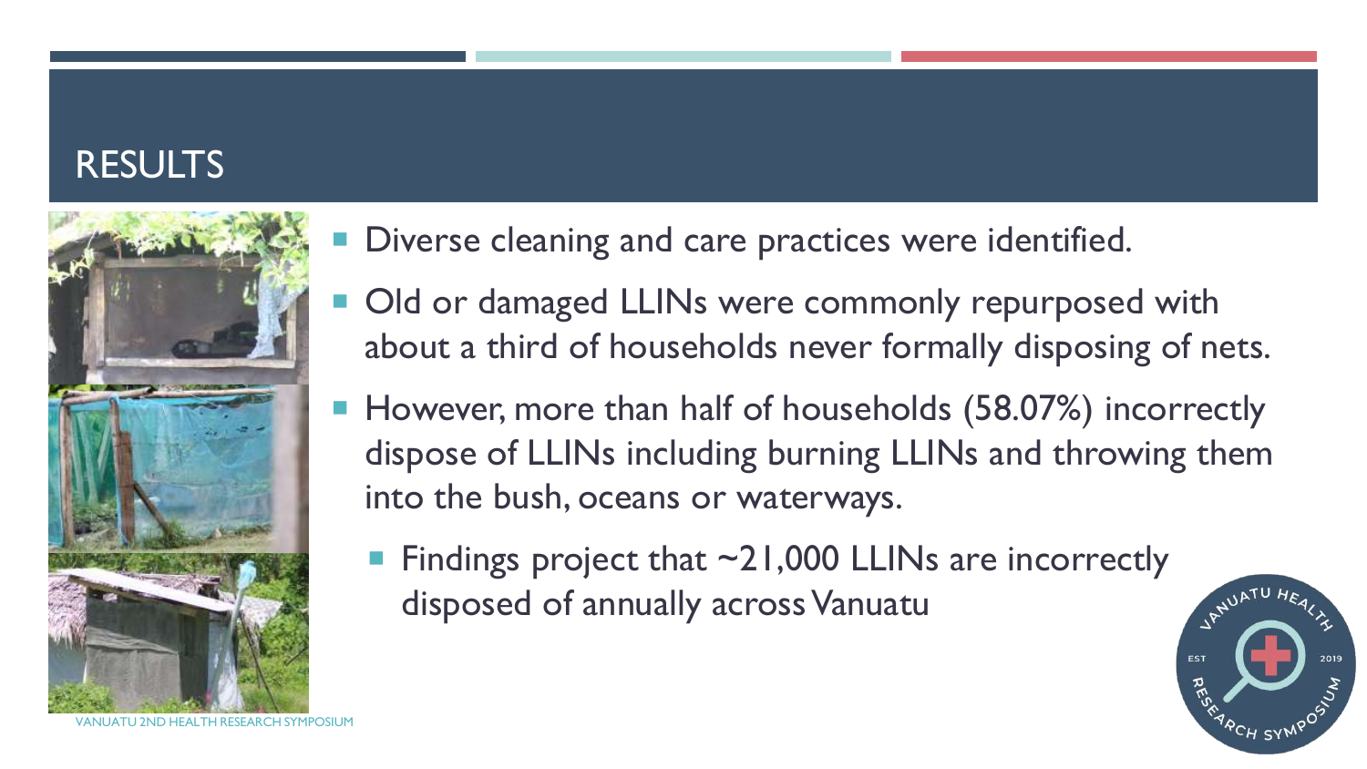# RESULTS

- Diverse cleaning and care practices were identified.
- Old or damaged LLINs were commonly repurposed with about a third of households never formally disposing of nets.
- However, more than half of households (58.07%) incorrectly dispose of LLINs including burning LLINs and throwing them into the bush, oceans or waterways.
  - Findings project that ~21,000 LLINs are incorrectly disposed of annually across Vanuatu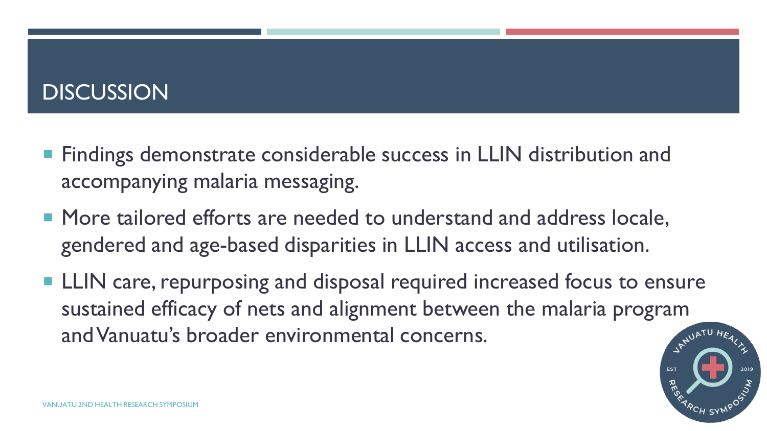# DISCUSSION

- Findings demonstrate considerable success in LLIN distribution and accompanying malaria messaging.
- More tailored efforts are needed to understand and address locale, gendered and age-based disparities in LLIN access and utilisation.
- LLIN care, repurposing and disposal required increased focus to ensure sustained efficacy of nets and alignment between the malaria program and Vanuatu's broader environmental concerns.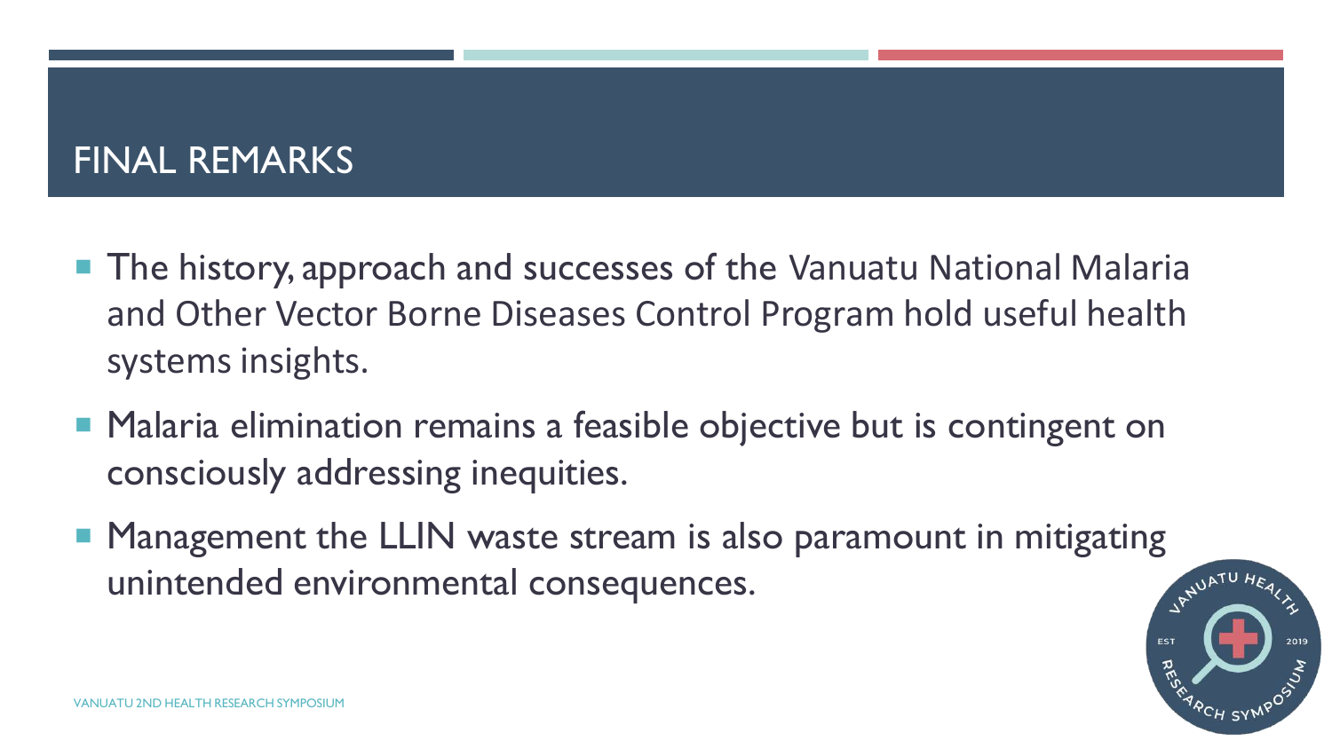# FINAL REMARKS

- The history, approach and successes of the Vanuatu National Malaria and Other Vector Borne Diseases Control Program hold useful health systems insights.
- Malaria elimination remains a feasible objective but is contingent on consciously addressing inequities.
- Management the LLIN waste stream is also paramount in mitigating unintended environmental consequences.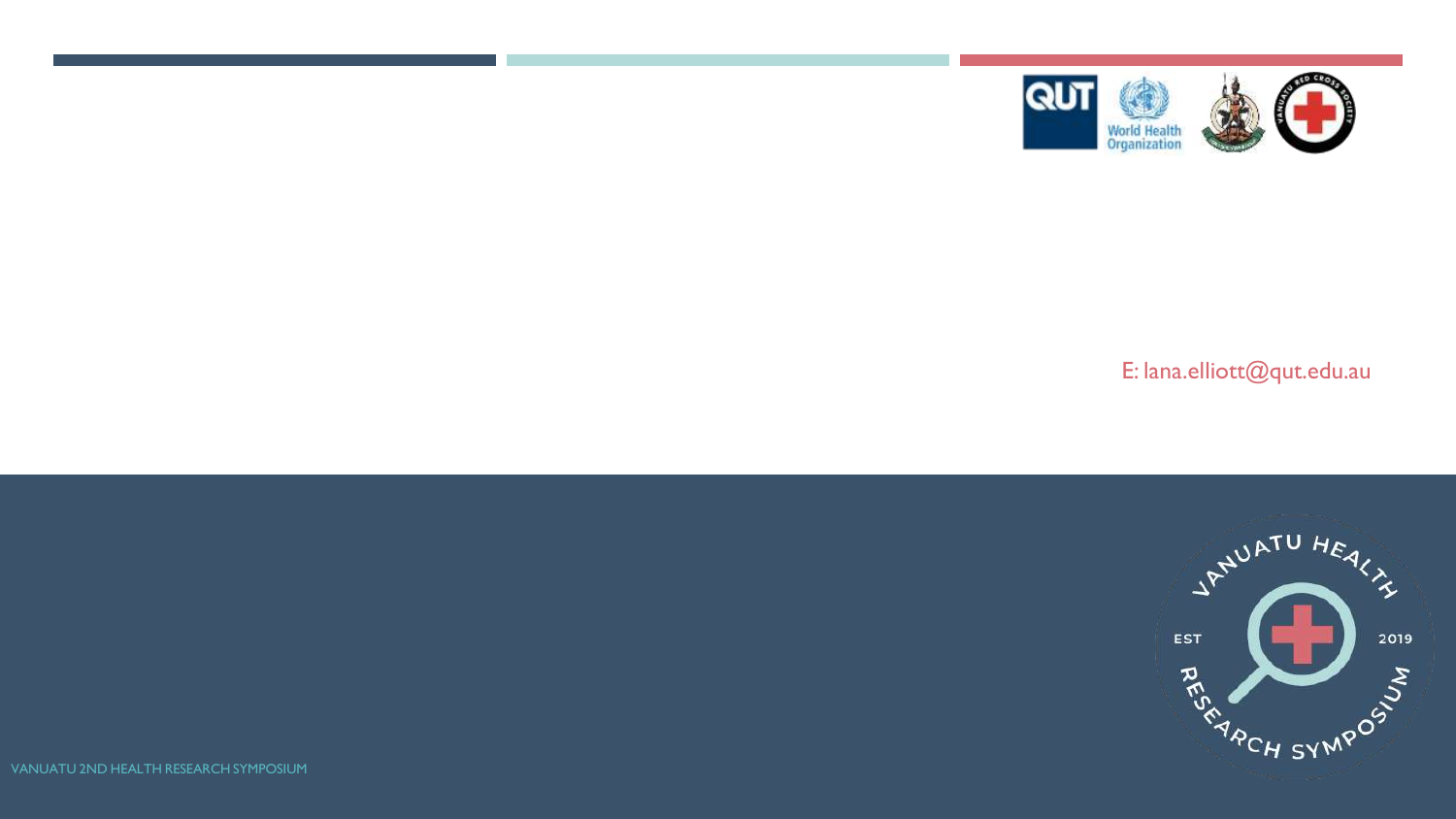E: lana.elliott@qut.edu.au